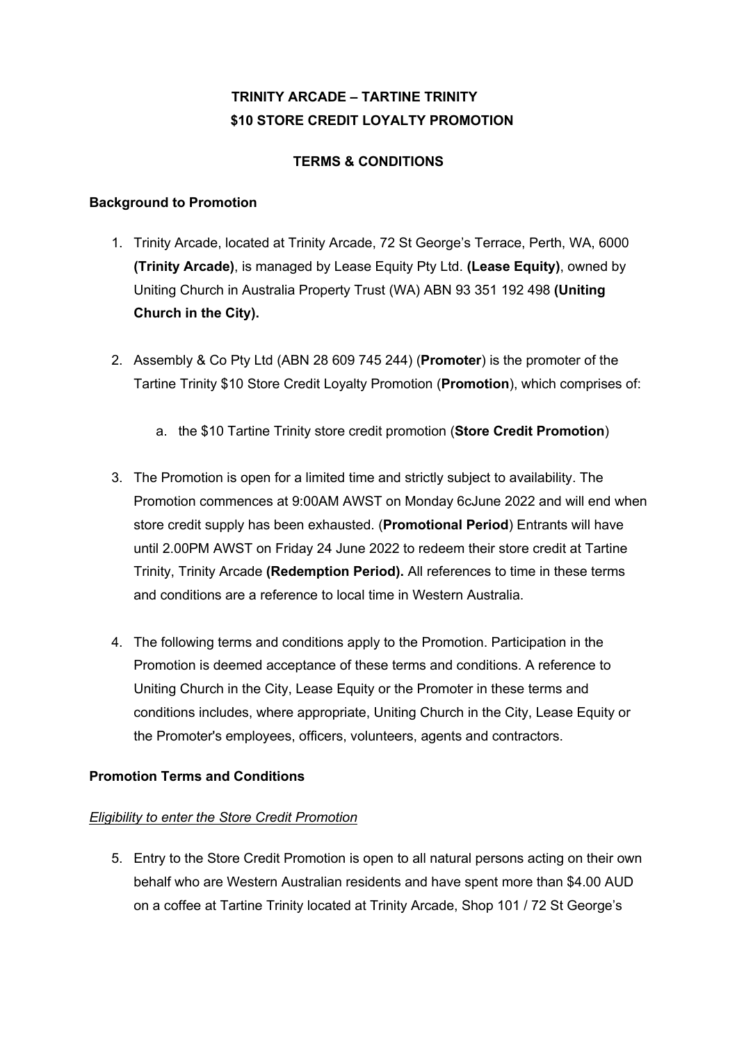# TRINITY ARCADE – TARTINE TRINITY
# $10 STORE CREDIT LOYALTY PROMOTION

## TERMS & CONDITIONS

### Background to Promotion

1. Trinity Arcade, located at Trinity Arcade, 72 St George's Terrace, Perth, WA, 6000 **(Trinity Arcade)**, is managed by Lease Equity Pty Ltd. **(Lease Equity)**, owned by Uniting Church in Australia Property Trust (WA) ABN 93 351 192 498 **(Uniting Church in the City).**

2. Assembly & Co Pty Ltd (ABN 28 609 745 244) (**Promoter**) is the promoter of the Tartine Trinity $10 Store Credit Loyalty Promotion (**Promotion**), which comprises of:

    a. the $10 Tartine Trinity store credit promotion (**Store Credit Promotion**)

3. The Promotion is open for a limited time and strictly subject to availability. The Promotion commences at 9:00AM AWST on Monday 6cJune 2022 and will end when store credit supply has been exhausted. (**Promotional Period**) Entrants will have until 2.00PM AWST on Friday 24 June 2022 to redeem their store credit at Tartine Trinity, Trinity Arcade **(Redemption Period).** All references to time in these terms and conditions are a reference to local time in Western Australia.

4. The following terms and conditions apply to the Promotion. Participation in the Promotion is deemed acceptance of these terms and conditions. A reference to Uniting Church in the City, Lease Equity or the Promoter in these terms and conditions includes, where appropriate, Uniting Church in the City, Lease Equity or the Promoter's employees, officers, volunteers, agents and contractors.

### Promotion Terms and Conditions

*Eligibility to enter the Store Credit Promotion*

5. Entry to the Store Credit Promotion is open to all natural persons acting on their own behalf who are Western Australian residents and have spent more than $4.00 AUD on a coffee at Tartine Trinity located at Trinity Arcade, Shop 101 / 72 St George's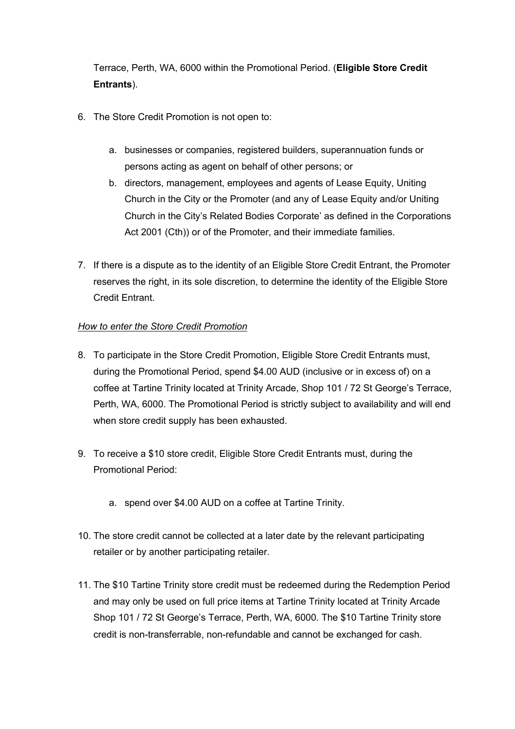Terrace, Perth, WA, 6000 within the Promotional Period. (**Eligible Store Credit Entrants**).

6. The Store Credit Promotion is not open to:

   a. businesses or companies, registered builders, superannuation funds or persons acting as agent on behalf of other persons; or
   b. directors, management, employees and agents of Lease Equity, Uniting Church in the City or the Promoter (and any of Lease Equity and/or Uniting Church in the City's Related Bodies Corporate' as defined in the Corporations Act 2001 (Cth)) or of the Promoter, and their immediate families.

7. If there is a dispute as to the identity of an Eligible Store Credit Entrant, the Promoter reserves the right, in its sole discretion, to determine the identity of the Eligible Store Credit Entrant.

*How to enter the Store Credit Promotion*

8. To participate in the Store Credit Promotion, Eligible Store Credit Entrants must, during the Promotional Period, spend $4.00 AUD (inclusive or in excess of) on a coffee at Tartine Trinity located at Trinity Arcade, Shop 101 / 72 St George's Terrace, Perth, WA, 6000. The Promotional Period is strictly subject to availability and will end when store credit supply has been exhausted.

9. To receive a $10 store credit, Eligible Store Credit Entrants must, during the Promotional Period:

   a. spend over $4.00 AUD on a coffee at Tartine Trinity.

10. The store credit cannot be collected at a later date by the relevant participating retailer or by another participating retailer.

11. The $10 Tartine Trinity store credit must be redeemed during the Redemption Period and may only be used on full price items at Tartine Trinity located at Trinity Arcade Shop 101 / 72 St George's Terrace, Perth, WA, 6000. The $10 Tartine Trinity store credit is non-transferrable, non-refundable and cannot be exchanged for cash.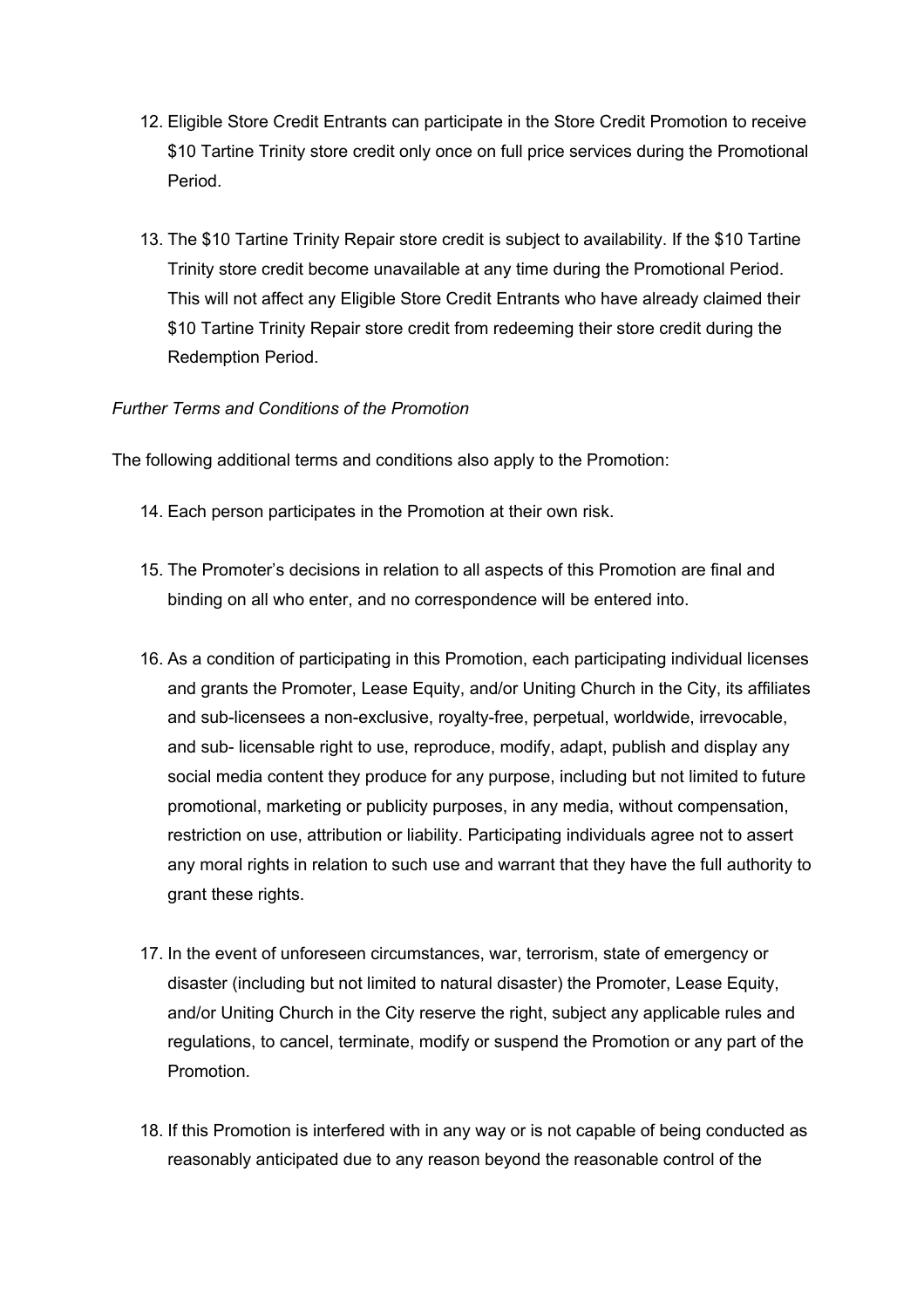12. Eligible Store Credit Entrants can participate in the Store Credit Promotion to receive $10 Tartine Trinity store credit only once on full price services during the Promotional Period.

13. The $10 Tartine Trinity Repair store credit is subject to availability. If the $10 Tartine Trinity store credit become unavailable at any time during the Promotional Period. This will not affect any Eligible Store Credit Entrants who have already claimed their $10 Tartine Trinity Repair store credit from redeeming their store credit during the Redemption Period.

*Further Terms and Conditions of the Promotion*

The following additional terms and conditions also apply to the Promotion:

14. Each person participates in the Promotion at their own risk.

15. The Promoter's decisions in relation to all aspects of this Promotion are final and binding on all who enter, and no correspondence will be entered into.

16. As a condition of participating in this Promotion, each participating individual licenses and grants the Promoter, Lease Equity, and/or Uniting Church in the City, its affiliates and sub-licensees a non-exclusive, royalty-free, perpetual, worldwide, irrevocable, and sub- licensable right to use, reproduce, modify, adapt, publish and display any social media content they produce for any purpose, including but not limited to future promotional, marketing or publicity purposes, in any media, without compensation, restriction on use, attribution or liability. Participating individuals agree not to assert any moral rights in relation to such use and warrant that they have the full authority to grant these rights.

17. In the event of unforeseen circumstances, war, terrorism, state of emergency or disaster (including but not limited to natural disaster) the Promoter, Lease Equity, and/or Uniting Church in the City reserve the right, subject any applicable rules and regulations, to cancel, terminate, modify or suspend the Promotion or any part of the Promotion.

18. If this Promotion is interfered with in any way or is not capable of being conducted as reasonably anticipated due to any reason beyond the reasonable control of the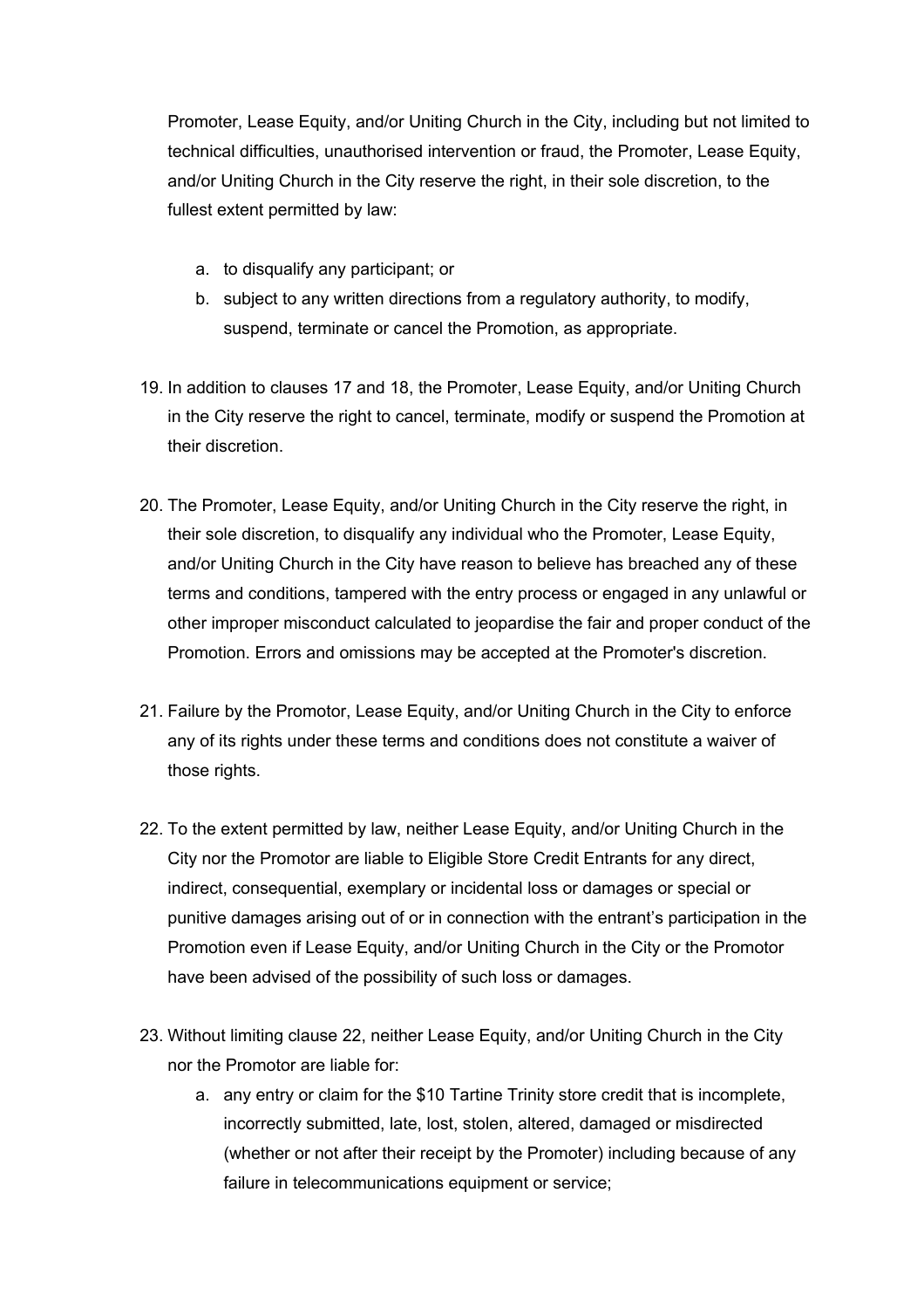Promoter, Lease Equity, and/or Uniting Church in the City, including but not limited to technical difficulties, unauthorised intervention or fraud, the Promoter, Lease Equity, and/or Uniting Church in the City reserve the right, in their sole discretion, to the fullest extent permitted by law:

a. to disqualify any participant; or
b. subject to any written directions from a regulatory authority, to modify, suspend, terminate or cancel the Promotion, as appropriate.

19. In addition to clauses 17 and 18, the Promoter, Lease Equity, and/or Uniting Church in the City reserve the right to cancel, terminate, modify or suspend the Promotion at their discretion.

20. The Promoter, Lease Equity, and/or Uniting Church in the City reserve the right, in their sole discretion, to disqualify any individual who the Promoter, Lease Equity, and/or Uniting Church in the City have reason to believe has breached any of these terms and conditions, tampered with the entry process or engaged in any unlawful or other improper misconduct calculated to jeopardise the fair and proper conduct of the Promotion. Errors and omissions may be accepted at the Promoter's discretion.

21. Failure by the Promotor, Lease Equity, and/or Uniting Church in the City to enforce any of its rights under these terms and conditions does not constitute a waiver of those rights.

22. To the extent permitted by law, neither Lease Equity, and/or Uniting Church in the City nor the Promotor are liable to Eligible Store Credit Entrants for any direct, indirect, consequential, exemplary or incidental loss or damages or special or punitive damages arising out of or in connection with the entrant's participation in the Promotion even if Lease Equity, and/or Uniting Church in the City or the Promotor have been advised of the possibility of such loss or damages.

23. Without limiting clause 22, neither Lease Equity, and/or Uniting Church in the City nor the Promotor are liable for:
    a. any entry or claim for the $10 Tartine Trinity store credit that is incomplete, incorrectly submitted, late, lost, stolen, altered, damaged or misdirected (whether or not after their receipt by the Promoter) including because of any failure in telecommunications equipment or service;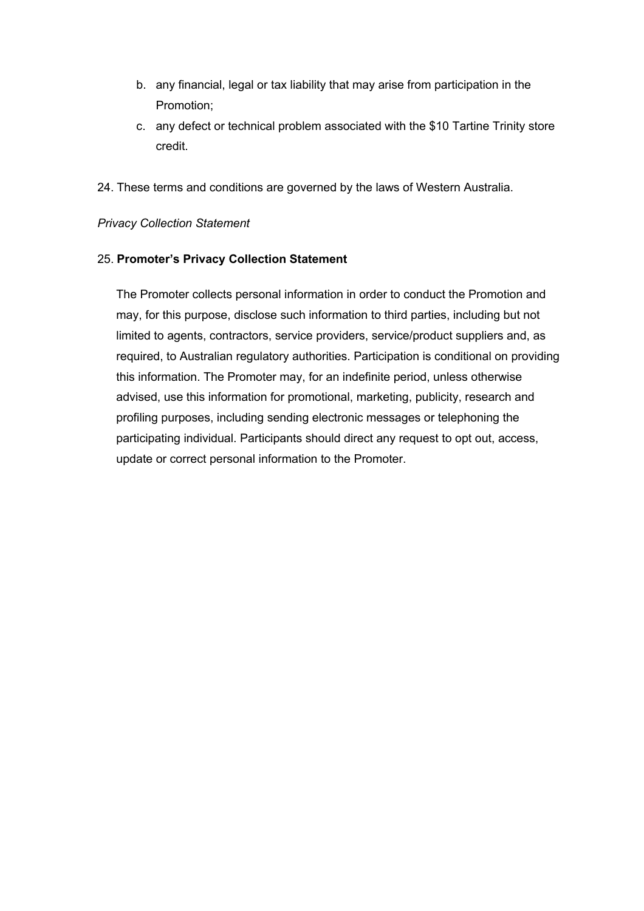b. any financial, legal or tax liability that may arise from participation in the Promotion;
c. any defect or technical problem associated with the $10 Tartine Trinity store credit.

24. These terms and conditions are governed by the laws of Western Australia.

*Privacy Collection Statement*

25. **Promoter's Privacy Collection Statement**

The Promoter collects personal information in order to conduct the Promotion and may, for this purpose, disclose such information to third parties, including but not limited to agents, contractors, service providers, service/product suppliers and, as required, to Australian regulatory authorities. Participation is conditional on providing this information. The Promoter may, for an indefinite period, unless otherwise advised, use this information for promotional, marketing, publicity, research and profiling purposes, including sending electronic messages or telephoning the participating individual. Participants should direct any request to opt out, access, update or correct personal information to the Promoter.